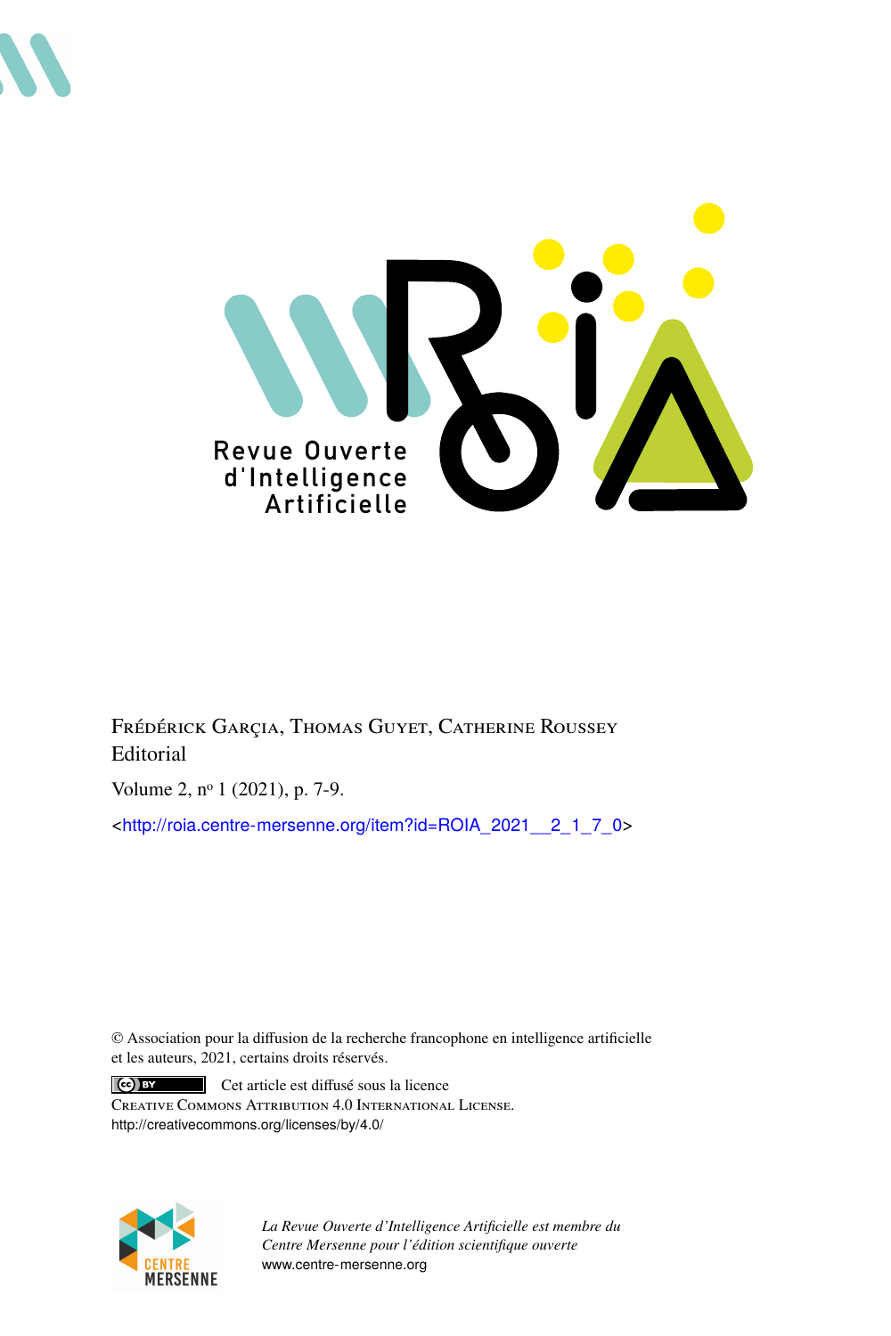Revue Ouverte d'Intelligence Artificielle

Frédérick Garçia, Thomas Guyet, Catherine Roussey
Editorial

Volume 2, nº 1 (2021), p. 7-9.

<http://roia.centre-mersenne.org/item?id=ROIA_2021__2_1_7_0>

© Association pour la diffusion de la recherche francophone en intelligence artificielle et les auteurs, 2021, certains droits réservés.

Cet article est diffusé sous la licence
Creative Commons Attribution 4.0 International License.
http://creativecommons.org/licenses/by/4.0/

*La Revue Ouverte d'Intelligence Artificielle est membre du Centre Mersenne pour l'édition scientifique ouverte*
www.centre-mersenne.org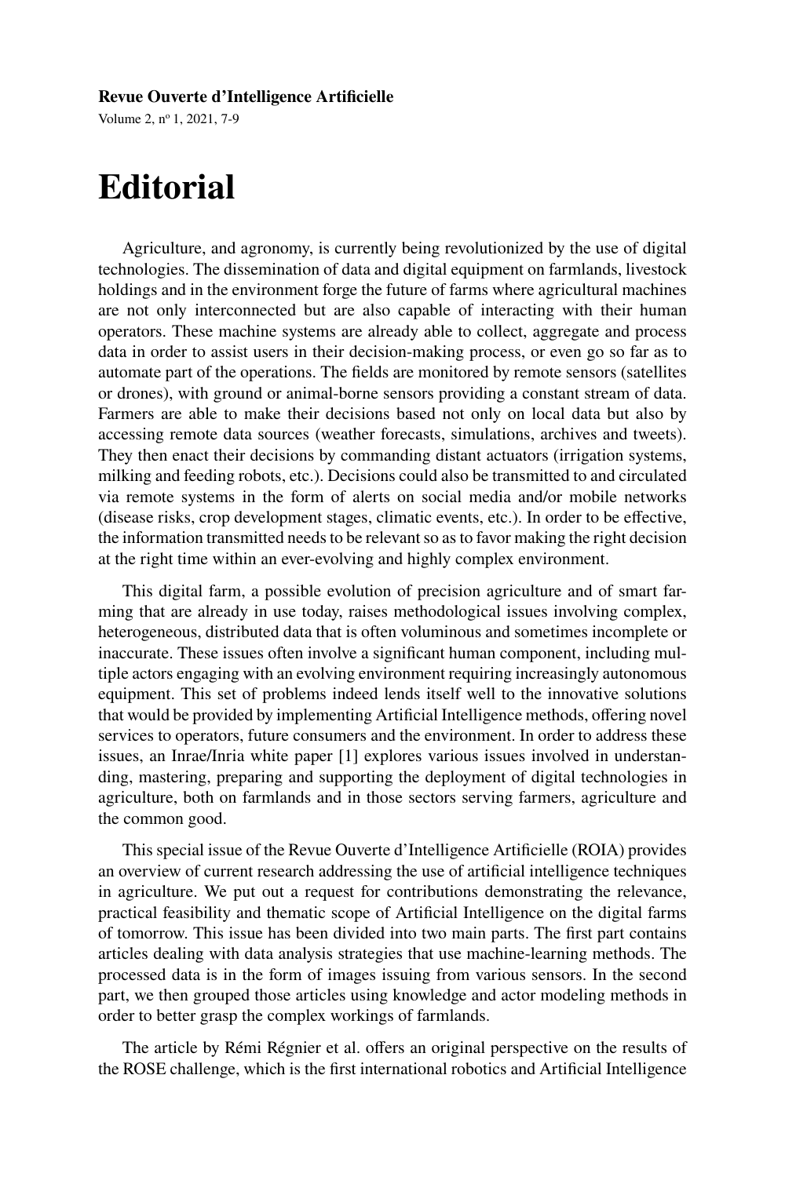# Editorial

Agriculture, and agronomy, is currently being revolutionized by the use of digital technologies. The dissemination of data and digital equipment on farmlands, livestock holdings and in the environment forge the future of farms where agricultural machines are not only interconnected but are also capable of interacting with their human operators. These machine systems are already able to collect, aggregate and process data in order to assist users in their decision-making process, or even go so far as to automate part of the operations. The fields are monitored by remote sensors (satellites or drones), with ground or animal-borne sensors providing a constant stream of data. Farmers are able to make their decisions based not only on local data but also by accessing remote data sources (weather forecasts, simulations, archives and tweets). They then enact their decisions by commanding distant actuators (irrigation systems, milking and feeding robots, etc.). Decisions could also be transmitted to and circulated via remote systems in the form of alerts on social media and/or mobile networks (disease risks, crop development stages, climatic events, etc.). In order to be effective, the information transmitted needs to be relevant so as to favor making the right decision at the right time within an ever-evolving and highly complex environment.

This digital farm, a possible evolution of precision agriculture and of smart farming that are already in use today, raises methodological issues involving complex, heterogeneous, distributed data that is often voluminous and sometimes incomplete or inaccurate. These issues often involve a significant human component, including multiple actors engaging with an evolving environment requiring increasingly autonomous equipment. This set of problems indeed lends itself well to the innovative solutions that would be provided by implementing Artificial Intelligence methods, offering novel services to operators, future consumers and the environment. In order to address these issues, an Inrae/Inria white paper [1] explores various issues involved in understanding, mastering, preparing and supporting the deployment of digital technologies in agriculture, both on farmlands and in those sectors serving farmers, agriculture and the common good.

This special issue of the Revue Ouverte d'Intelligence Artificielle (ROIA) provides an overview of current research addressing the use of artificial intelligence techniques in agriculture. We put out a request for contributions demonstrating the relevance, practical feasibility and thematic scope of Artificial Intelligence on the digital farms of tomorrow. This issue has been divided into two main parts. The first part contains articles dealing with data analysis strategies that use machine-learning methods. The processed data is in the form of images issuing from various sensors. In the second part, we then grouped those articles using knowledge and actor modeling methods in order to better grasp the complex workings of farmlands.

The article by Rémi Régnier et al. offers an original perspective on the results of the ROSE challenge, which is the first international robotics and Artificial Intelligence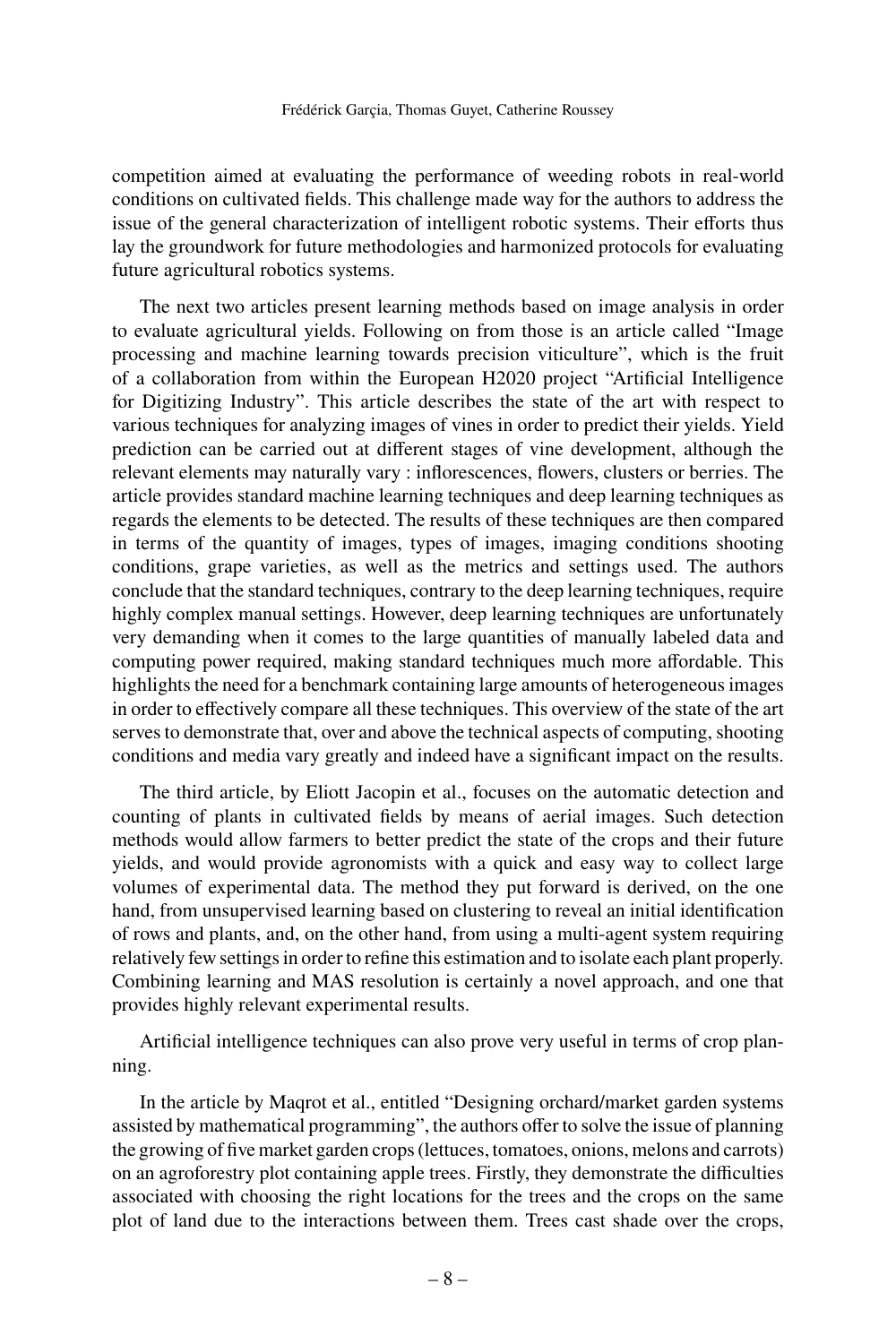competition aimed at evaluating the performance of weeding robots in real-world conditions on cultivated fields. This challenge made way for the authors to address the issue of the general characterization of intelligent robotic systems. Their efforts thus lay the groundwork for future methodologies and harmonized protocols for evaluating future agricultural robotics systems.

The next two articles present learning methods based on image analysis in order to evaluate agricultural yields. Following on from those is an article called "Image processing and machine learning towards precision viticulture", which is the fruit of a collaboration from within the European H2020 project "Artificial Intelligence for Digitizing Industry". This article describes the state of the art with respect to various techniques for analyzing images of vines in order to predict their yields. Yield prediction can be carried out at different stages of vine development, although the relevant elements may naturally vary : inflorescences, flowers, clusters or berries. The article provides standard machine learning techniques and deep learning techniques as regards the elements to be detected. The results of these techniques are then compared in terms of the quantity of images, types of images, imaging conditions shooting conditions, grape varieties, as well as the metrics and settings used. The authors conclude that the standard techniques, contrary to the deep learning techniques, require highly complex manual settings. However, deep learning techniques are unfortunately very demanding when it comes to the large quantities of manually labeled data and computing power required, making standard techniques much more affordable. This highlights the need for a benchmark containing large amounts of heterogeneous images in order to effectively compare all these techniques. This overview of the state of the art serves to demonstrate that, over and above the technical aspects of computing, shooting conditions and media vary greatly and indeed have a significant impact on the results.

The third article, by Eliott Jacopin et al., focuses on the automatic detection and counting of plants in cultivated fields by means of aerial images. Such detection methods would allow farmers to better predict the state of the crops and their future yields, and would provide agronomists with a quick and easy way to collect large volumes of experimental data. The method they put forward is derived, on the one hand, from unsupervised learning based on clustering to reveal an initial identification of rows and plants, and, on the other hand, from using a multi-agent system requiring relatively few settings in order to refine this estimation and to isolate each plant properly. Combining learning and MAS resolution is certainly a novel approach, and one that provides highly relevant experimental results.

Artificial intelligence techniques can also prove very useful in terms of crop planning.

In the article by Maqrot et al., entitled "Designing orchard/market garden systems assisted by mathematical programming", the authors offer to solve the issue of planning the growing of five market garden crops (lettuces, tomatoes, onions, melons and carrots) on an agroforestry plot containing apple trees. Firstly, they demonstrate the difficulties associated with choosing the right locations for the trees and the crops on the same plot of land due to the interactions between them. Trees cast shade over the crops,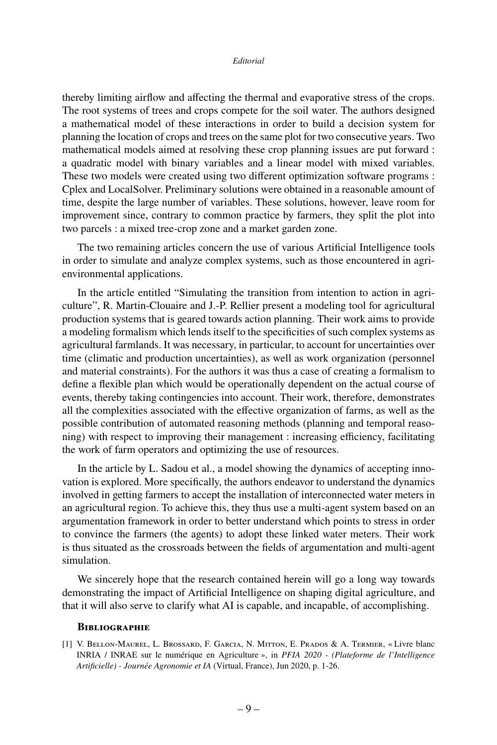thereby limiting airflow and affecting the thermal and evaporative stress of the crops. The root systems of trees and crops compete for the soil water. The authors designed a mathematical model of these interactions in order to build a decision system for planning the location of crops and trees on the same plot for two consecutive years. Two mathematical models aimed at resolving these crop planning issues are put forward : a quadratic model with binary variables and a linear model with mixed variables. These two models were created using two different optimization software programs : Cplex and LocalSolver. Preliminary solutions were obtained in a reasonable amount of time, despite the large number of variables. These solutions, however, leave room for improvement since, contrary to common practice by farmers, they split the plot into two parcels : a mixed tree-crop zone and a market garden zone.

The two remaining articles concern the use of various Artificial Intelligence tools in order to simulate and analyze complex systems, such as those encountered in agri-environmental applications.

In the article entitled "Simulating the transition from intention to action in agriculture", R. Martin-Clouaire and J.-P. Rellier present a modeling tool for agricultural production systems that is geared towards action planning. Their work aims to provide a modeling formalism which lends itself to the specificities of such complex systems as agricultural farmlands. It was necessary, in particular, to account for uncertainties over time (climatic and production uncertainties), as well as work organization (personnel and material constraints). For the authors it was thus a case of creating a formalism to define a flexible plan which would be operationally dependent on the actual course of events, thereby taking contingencies into account. Their work, therefore, demonstrates all the complexities associated with the effective organization of farms, as well as the possible contribution of automated reasoning methods (planning and temporal reasoning) with respect to improving their management : increasing efficiency, facilitating the work of farm operators and optimizing the use of resources.

In the article by L. Sadou et al., a model showing the dynamics of accepting innovation is explored. More specifically, the authors endeavor to understand the dynamics involved in getting farmers to accept the installation of interconnected water meters in an agricultural region. To achieve this, they thus use a multi-agent system based on an argumentation framework in order to better understand which points to stress in order to convince the farmers (the agents) to adopt these linked water meters. Their work is thus situated as the crossroads between the fields of argumentation and multi-agent simulation.

We sincerely hope that the research contained herein will go a long way towards demonstrating the impact of Artificial Intelligence on shaping digital agriculture, and that it will also serve to clarify what AI is capable, and incapable, of accomplishing.

### Bibliographie

[1] V. Bellon-Maurel, L. Brossard, F. Garcia, N. Mitton, E. Prados & A. Termier, « Livre blanc INRIA / INRAE sur le numérique en Agriculture », in *PFIA 2020 - (Plateforme de l'Intelligence Artificielle) - Journée Agronomie et IA* (Virtual, France), Jun 2020, p. 1-26.